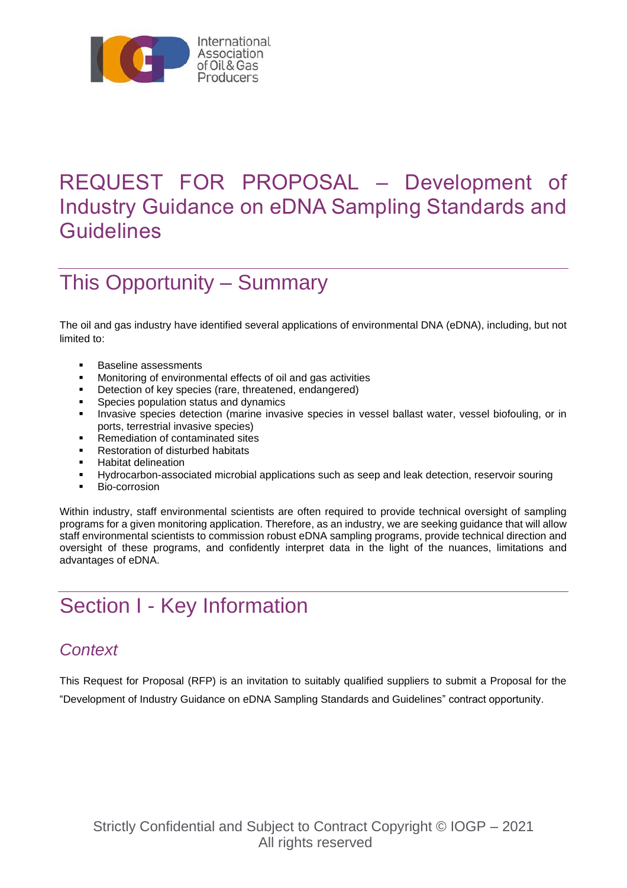International Association of Oil & Gas Producers

# REQUEST FOR PROPOSAL – Development of Industry Guidance on eDNA Sampling Standards and Guidelines

## This Opportunity – Summary

The oil and gas industry have identified several applications of environmental DNA (eDNA), including, but not limited to:

- Baseline assessments
- Monitoring of environmental effects of oil and gas activities
- Detection of key species (rare, threatened, endangered)
- Species population status and dynamics
- Invasive species detection (marine invasive species in vessel ballast water, vessel biofouling, or in ports, terrestrial invasive species)
- Remediation of contaminated sites
- Restoration of disturbed habitats
- Habitat delineation
- Hydrocarbon-associated microbial applications such as seep and leak detection, reservoir souring
- Bio-corrosion

Within industry, staff environmental scientists are often required to provide technical oversight of sampling programs for a given monitoring application. Therefore, as an industry, we are seeking guidance that will allow staff environmental scientists to commission robust eDNA sampling programs, provide technical direction and oversight of these programs, and confidently interpret data in the light of the nuances, limitations and advantages of eDNA.

## Section I - Key Information

### *Context*

This Request for Proposal (RFP) is an invitation to suitably qualified suppliers to submit a Proposal for the "Development of Industry Guidance on eDNA Sampling Standards and Guidelines" contract opportunity.

Strictly Confidential and Subject to Contract Copyright © IOGP – 2021
All rights reserved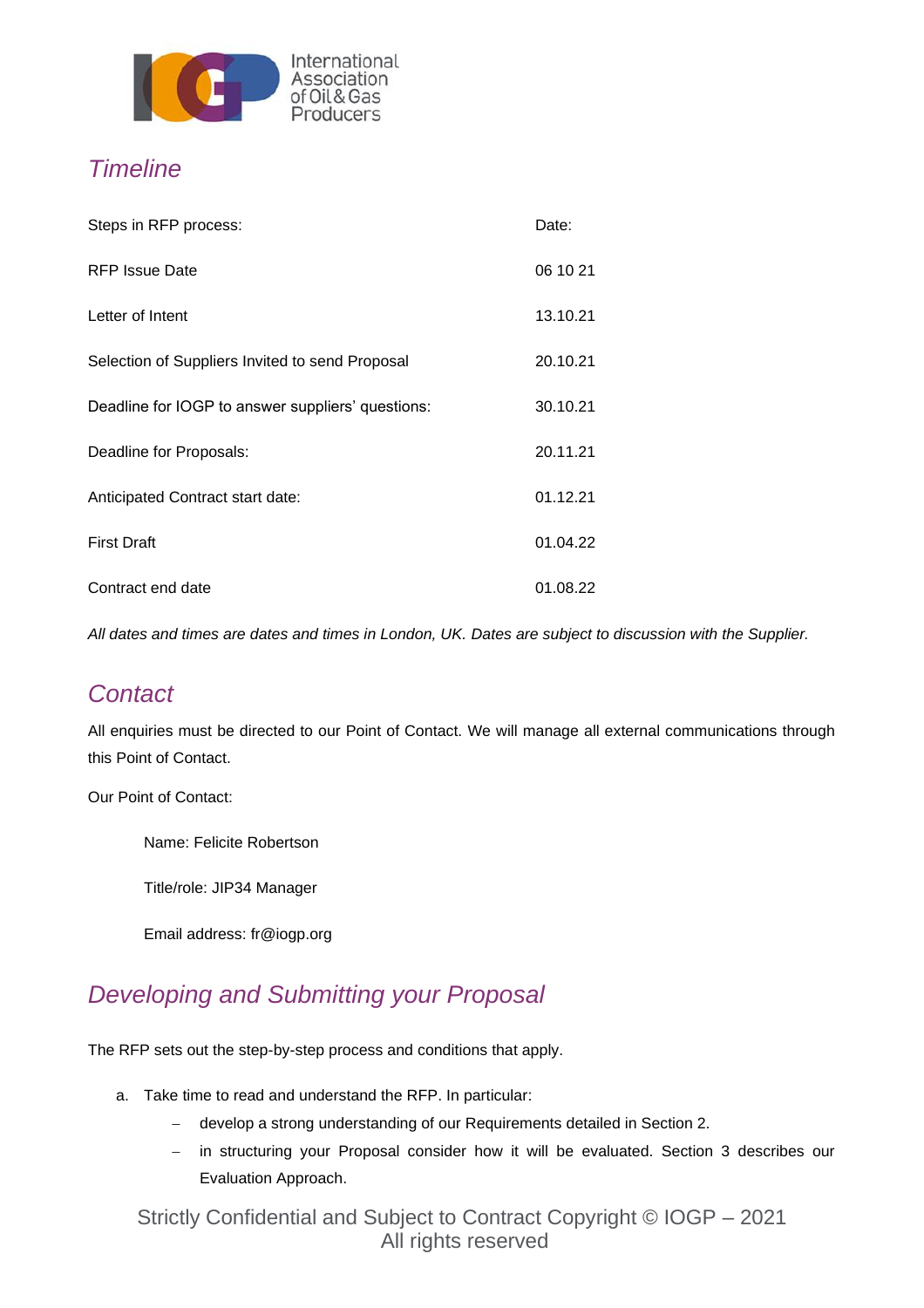## Timeline

| Steps in RFP process: | Date: |
| --- | --- |
| RFP Issue Date | 06 10 21 |
| Letter of Intent | 13.10.21 |
| Selection of Suppliers Invited to send Proposal | 20.10.21 |
| Deadline for IOGP to answer suppliers' questions: | 30.10.21 |
| Deadline for Proposals: | 20.11.21 |
| Anticipated Contract start date: | 01.12.21 |
| First Draft | 01.04.22 |
| Contract end date | 01.08.22 |

*All dates and times are dates and times in London, UK. Dates are subject to discussion with the Supplier.*

## Contact

All enquiries must be directed to our Point of Contact. We will manage all external communications through this Point of Contact.

Our Point of Contact:

Name: Felicite Robertson

Title/role: JIP34 Manager

Email address: fr@iogp.org

## Developing and Submitting your Proposal

The RFP sets out the step-by-step process and conditions that apply.

a. Take time to read and understand the RFP. In particular:
   - develop a strong understanding of our Requirements detailed in Section 2.
   - in structuring your Proposal consider how it will be evaluated. Section 3 describes our Evaluation Approach.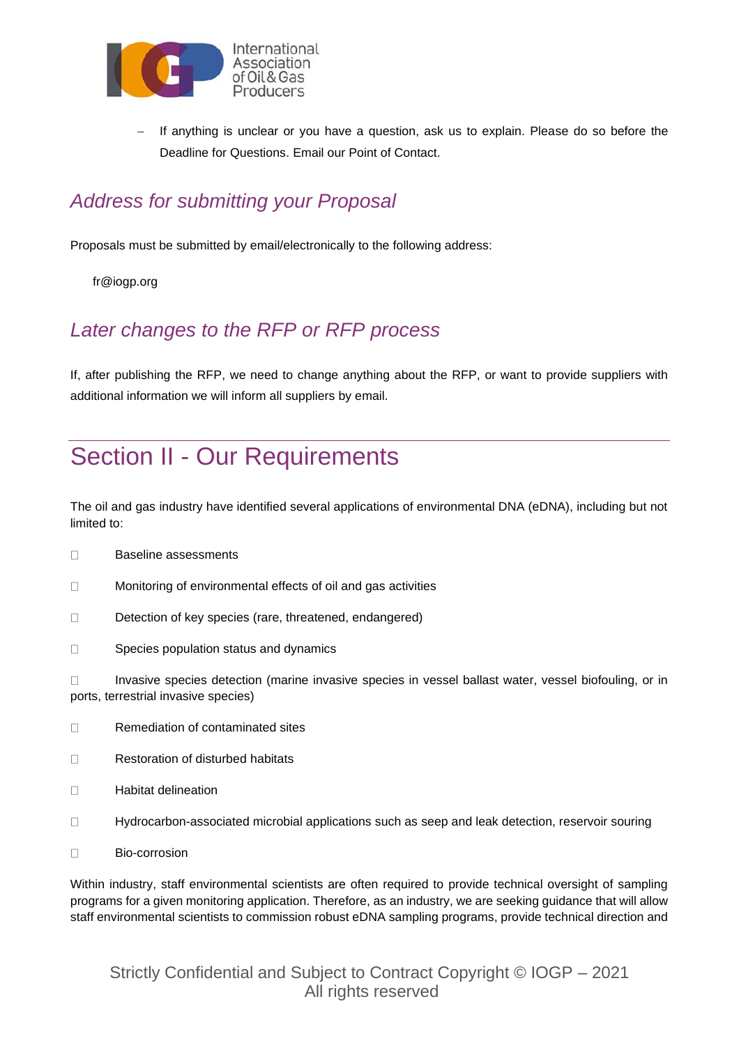- If anything is unclear or you have a question, ask us to explain. Please do so before the Deadline for Questions. Email our Point of Contact.

## *Address for submitting your Proposal*

Proposals must be submitted by email/electronically to the following address:

fr@iogp.org

## *Later changes to the RFP or RFP process*

If, after publishing the RFP, we need to change anything about the RFP, or want to provide suppliers with additional information we will inform all suppliers by email.

# Section II - Our Requirements

The oil and gas industry have identified several applications of environmental DNA (eDNA), including but not limited to:

- Baseline assessments
- Monitoring of environmental effects of oil and gas activities
- Detection of key species (rare, threatened, endangered)
- Species population status and dynamics
- Invasive species detection (marine invasive species in vessel ballast water, vessel biofouling, or in ports, terrestrial invasive species)
- Remediation of contaminated sites
- Restoration of disturbed habitats
- Habitat delineation
- Hydrocarbon-associated microbial applications such as seep and leak detection, reservoir souring
- Bio-corrosion

Within industry, staff environmental scientists are often required to provide technical oversight of sampling programs for a given monitoring application. Therefore, as an industry, we are seeking guidance that will allow staff environmental scientists to commission robust eDNA sampling programs, provide technical direction and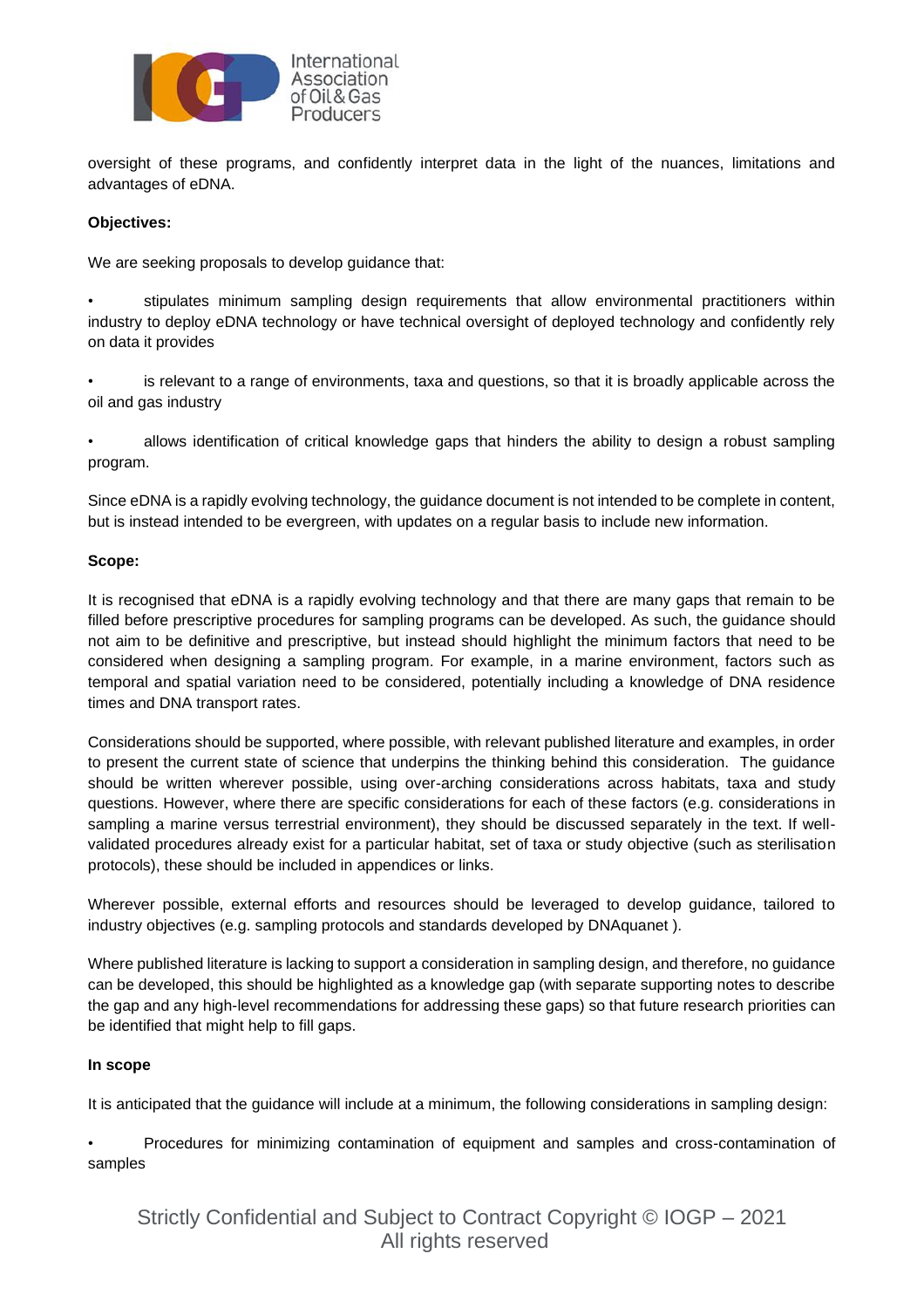oversight of these programs, and confidently interpret data in the light of the nuances, limitations and advantages of eDNA.

**Objectives:**

We are seeking proposals to develop guidance that:

- stipulates minimum sampling design requirements that allow environmental practitioners within industry to deploy eDNA technology or have technical oversight of deployed technology and confidently rely on data it provides
- is relevant to a range of environments, taxa and questions, so that it is broadly applicable across the oil and gas industry
- allows identification of critical knowledge gaps that hinders the ability to design a robust sampling program.

Since eDNA is a rapidly evolving technology, the guidance document is not intended to be complete in content, but is instead intended to be evergreen, with updates on a regular basis to include new information.

**Scope:**

It is recognised that eDNA is a rapidly evolving technology and that there are many gaps that remain to be filled before prescriptive procedures for sampling programs can be developed. As such, the guidance should not aim to be definitive and prescriptive, but instead should highlight the minimum factors that need to be considered when designing a sampling program. For example, in a marine environment, factors such as temporal and spatial variation need to be considered, potentially including a knowledge of DNA residence times and DNA transport rates.

Considerations should be supported, where possible, with relevant published literature and examples, in order to present the current state of science that underpins the thinking behind this consideration. The guidance should be written wherever possible, using over-arching considerations across habitats, taxa and study questions. However, where there are specific considerations for each of these factors (e.g. considerations in sampling a marine versus terrestrial environment), they should be discussed separately in the text. If well-validated procedures already exist for a particular habitat, set of taxa or study objective (such as sterilisation protocols), these should be included in appendices or links.

Wherever possible, external efforts and resources should be leveraged to develop guidance, tailored to industry objectives (e.g. sampling protocols and standards developed by DNAquanet ).

Where published literature is lacking to support a consideration in sampling design, and therefore, no guidance can be developed, this should be highlighted as a knowledge gap (with separate supporting notes to describe the gap and any high-level recommendations for addressing these gaps) so that future research priorities can be identified that might help to fill gaps.

**In scope**

It is anticipated that the guidance will include at a minimum, the following considerations in sampling design:

- Procedures for minimizing contamination of equipment and samples and cross-contamination of samples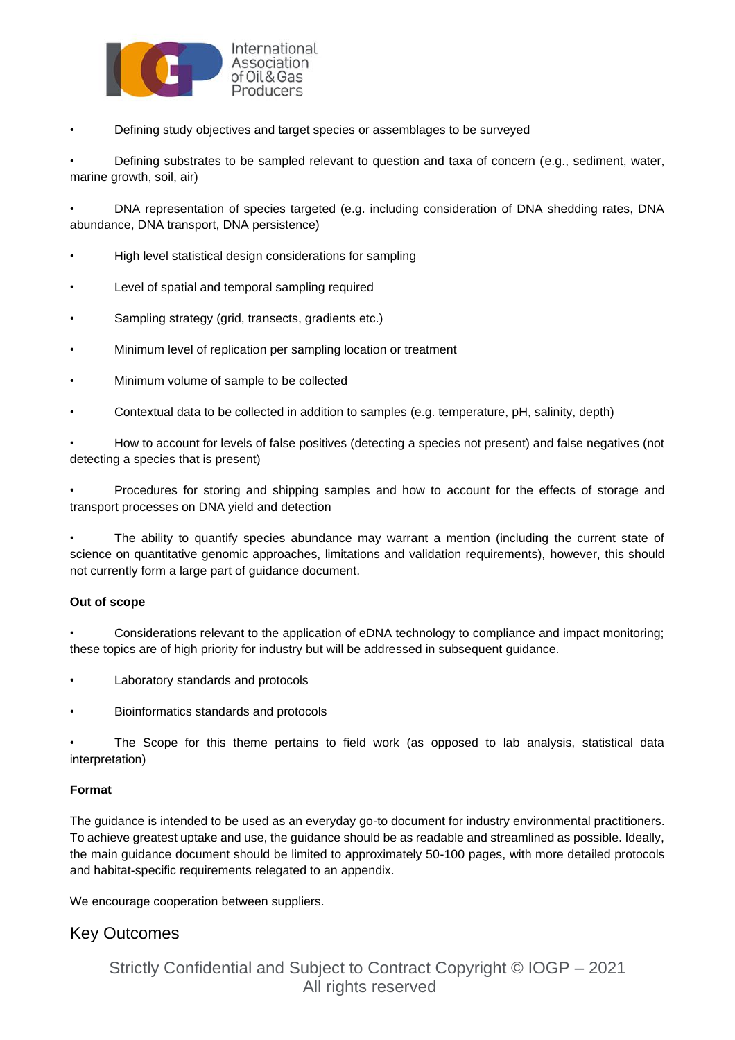- Defining study objectives and target species or assemblages to be surveyed
- Defining substrates to be sampled relevant to question and taxa of concern (e.g., sediment, water, marine growth, soil, air)
- DNA representation of species targeted (e.g. including consideration of DNA shedding rates, DNA abundance, DNA transport, DNA persistence)
- High level statistical design considerations for sampling
- Level of spatial and temporal sampling required
- Sampling strategy (grid, transects, gradients etc.)
- Minimum level of replication per sampling location or treatment
- Minimum volume of sample to be collected
- Contextual data to be collected in addition to samples (e.g. temperature, pH, salinity, depth)
- How to account for levels of false positives (detecting a species not present) and false negatives (not detecting a species that is present)
- Procedures for storing and shipping samples and how to account for the effects of storage and transport processes on DNA yield and detection
- The ability to quantify species abundance may warrant a mention (including the current state of science on quantitative genomic approaches, limitations and validation requirements), however, this should not currently form a large part of guidance document.

**Out of scope**

- Considerations relevant to the application of eDNA technology to compliance and impact monitoring; these topics are of high priority for industry but will be addressed in subsequent guidance.
- Laboratory standards and protocols
- Bioinformatics standards and protocols
- The Scope for this theme pertains to field work (as opposed to lab analysis, statistical data interpretation)

**Format**

The guidance is intended to be used as an everyday go-to document for industry environmental practitioners. To achieve greatest uptake and use, the guidance should be as readable and streamlined as possible. Ideally, the main guidance document should be limited to approximately 50-100 pages, with more detailed protocols and habitat-specific requirements relegated to an appendix.

We encourage cooperation between suppliers.

## Key Outcomes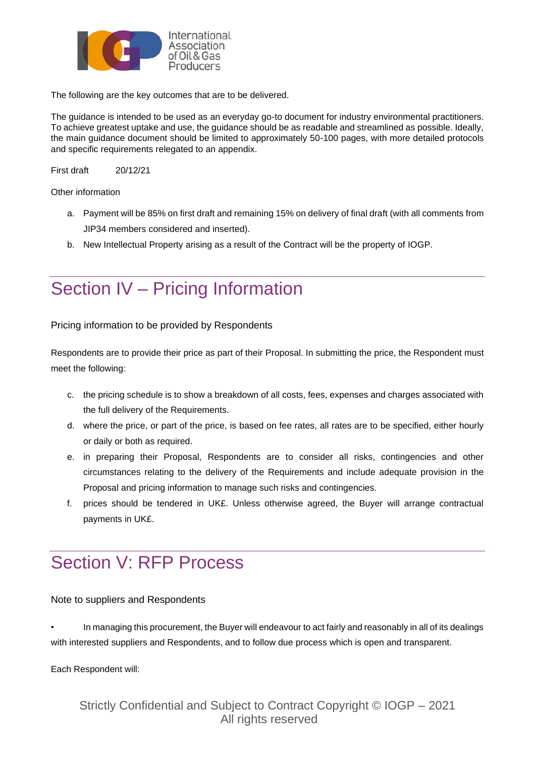The following are the key outcomes that are to be delivered.

The guidance is intended to be used as an everyday go-to document for industry environmental practitioners. To achieve greatest uptake and use, the guidance should be as readable and streamlined as possible. Ideally, the main guidance document should be limited to approximately 50-100 pages, with more detailed protocols and specific requirements relegated to an appendix.

First draft 20/12/21

Other information

a. Payment will be 85% on first draft and remaining 15% on delivery of final draft (with all comments from JIP34 members considered and inserted).
b. New Intellectual Property arising as a result of the Contract will be the property of IOGP.

# Section IV – Pricing Information

Pricing information to be provided by Respondents

Respondents are to provide their price as part of their Proposal. In submitting the price, the Respondent must meet the following:

c. the pricing schedule is to show a breakdown of all costs, fees, expenses and charges associated with the full delivery of the Requirements.
d. where the price, or part of the price, is based on fee rates, all rates are to be specified, either hourly or daily or both as required.
e. in preparing their Proposal, Respondents are to consider all risks, contingencies and other circumstances relating to the delivery of the Requirements and include adequate provision in the Proposal and pricing information to manage such risks and contingencies.
f. prices should be tendered in UK£. Unless otherwise agreed, the Buyer will arrange contractual payments in UK£.

# Section V: RFP Process

Note to suppliers and Respondents

- In managing this procurement, the Buyer will endeavour to act fairly and reasonably in all of its dealings with interested suppliers and Respondents, and to follow due process which is open and transparent.

Each Respondent will: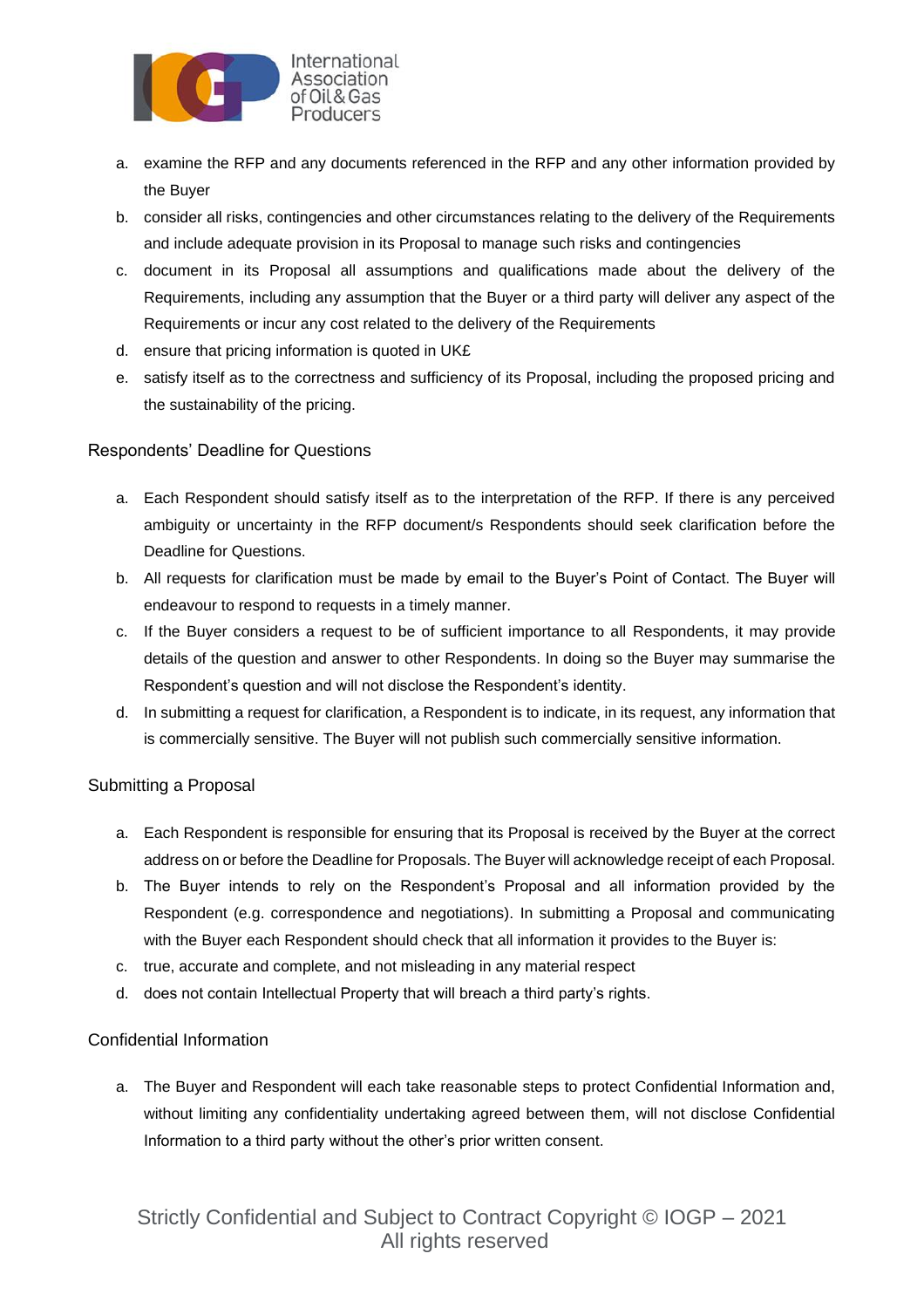a. examine the RFP and any documents referenced in the RFP and any other information provided by the Buyer
b. consider all risks, contingencies and other circumstances relating to the delivery of the Requirements and include adequate provision in its Proposal to manage such risks and contingencies
c. document in its Proposal all assumptions and qualifications made about the delivery of the Requirements, including any assumption that the Buyer or a third party will deliver any aspect of the Requirements or incur any cost related to the delivery of the Requirements
d. ensure that pricing information is quoted in UK£
e. satisfy itself as to the correctness and sufficiency of its Proposal, including the proposed pricing and the sustainability of the pricing.

## Respondents' Deadline for Questions

a. Each Respondent should satisfy itself as to the interpretation of the RFP. If there is any perceived ambiguity or uncertainty in the RFP document/s Respondents should seek clarification before the Deadline for Questions.
b. All requests for clarification must be made by email to the Buyer's Point of Contact. The Buyer will endeavour to respond to requests in a timely manner.
c. If the Buyer considers a request to be of sufficient importance to all Respondents, it may provide details of the question and answer to other Respondents. In doing so the Buyer may summarise the Respondent's question and will not disclose the Respondent's identity.
d. In submitting a request for clarification, a Respondent is to indicate, in its request, any information that is commercially sensitive. The Buyer will not publish such commercially sensitive information.

## Submitting a Proposal

a. Each Respondent is responsible for ensuring that its Proposal is received by the Buyer at the correct address on or before the Deadline for Proposals. The Buyer will acknowledge receipt of each Proposal.
b. The Buyer intends to rely on the Respondent's Proposal and all information provided by the Respondent (e.g. correspondence and negotiations). In submitting a Proposal and communicating with the Buyer each Respondent should check that all information it provides to the Buyer is:
c. true, accurate and complete, and not misleading in any material respect
d. does not contain Intellectual Property that will breach a third party's rights.

## Confidential Information

a. The Buyer and Respondent will each take reasonable steps to protect Confidential Information and, without limiting any confidentiality undertaking agreed between them, will not disclose Confidential Information to a third party without the other's prior written consent.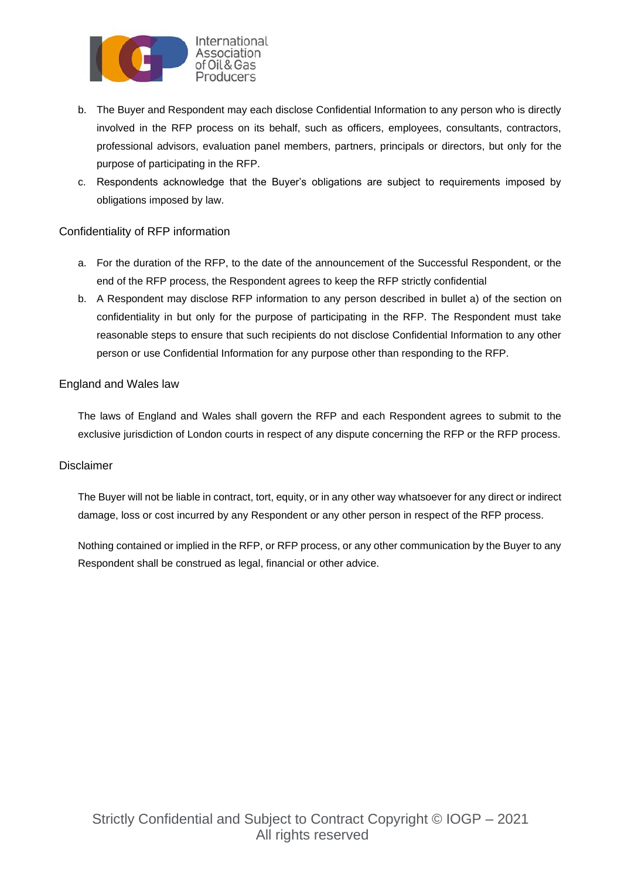b. The Buyer and Respondent may each disclose Confidential Information to any person who is directly involved in the RFP process on its behalf, such as officers, employees, consultants, contractors, professional advisors, evaluation panel members, partners, principals or directors, but only for the purpose of participating in the RFP.

c. Respondents acknowledge that the Buyer's obligations are subject to requirements imposed by obligations imposed by law.

## Confidentiality of RFP information

a. For the duration of the RFP, to the date of the announcement of the Successful Respondent, or the end of the RFP process, the Respondent agrees to keep the RFP strictly confidential

b. A Respondent may disclose RFP information to any person described in bullet a) of the section on confidentiality in but only for the purpose of participating in the RFP. The Respondent must take reasonable steps to ensure that such recipients do not disclose Confidential Information to any other person or use Confidential Information for any purpose other than responding to the RFP.

## England and Wales law

The laws of England and Wales shall govern the RFP and each Respondent agrees to submit to the exclusive jurisdiction of London courts in respect of any dispute concerning the RFP or the RFP process.

## Disclaimer

The Buyer will not be liable in contract, tort, equity, or in any other way whatsoever for any direct or indirect damage, loss or cost incurred by any Respondent or any other person in respect of the RFP process.

Nothing contained or implied in the RFP, or RFP process, or any other communication by the Buyer to any Respondent shall be construed as legal, financial or other advice.